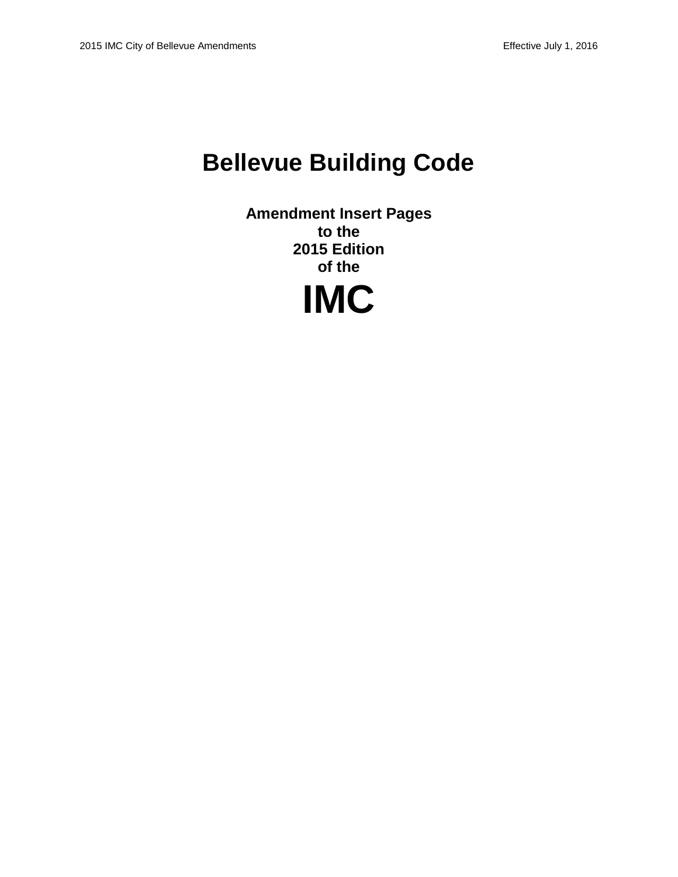# Bellevue Building Code

**Amendment Insert Pages**
**to the**
**2015 Edition**
**of the**

# IMC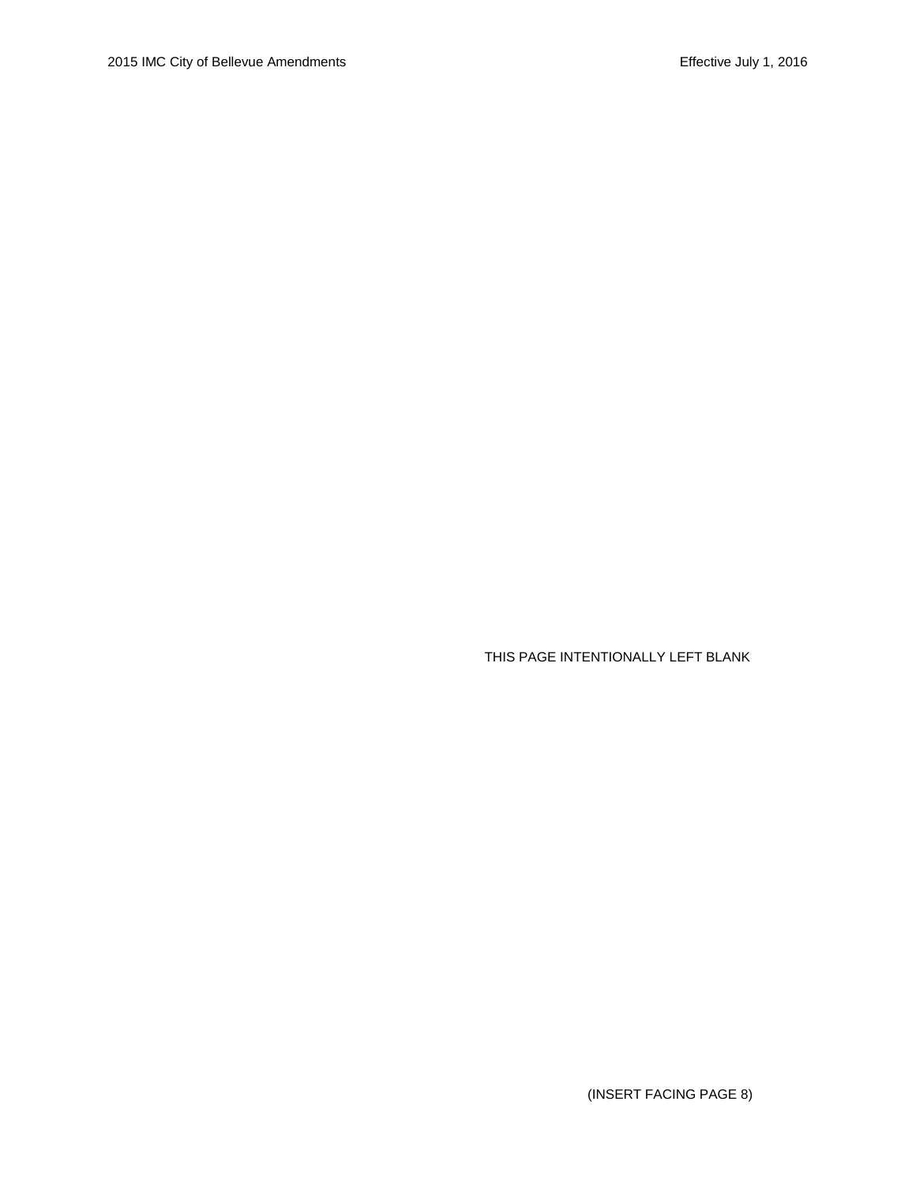THIS PAGE INTENTIONALLY LEFT BLANK

(INSERT FACING PAGE 8)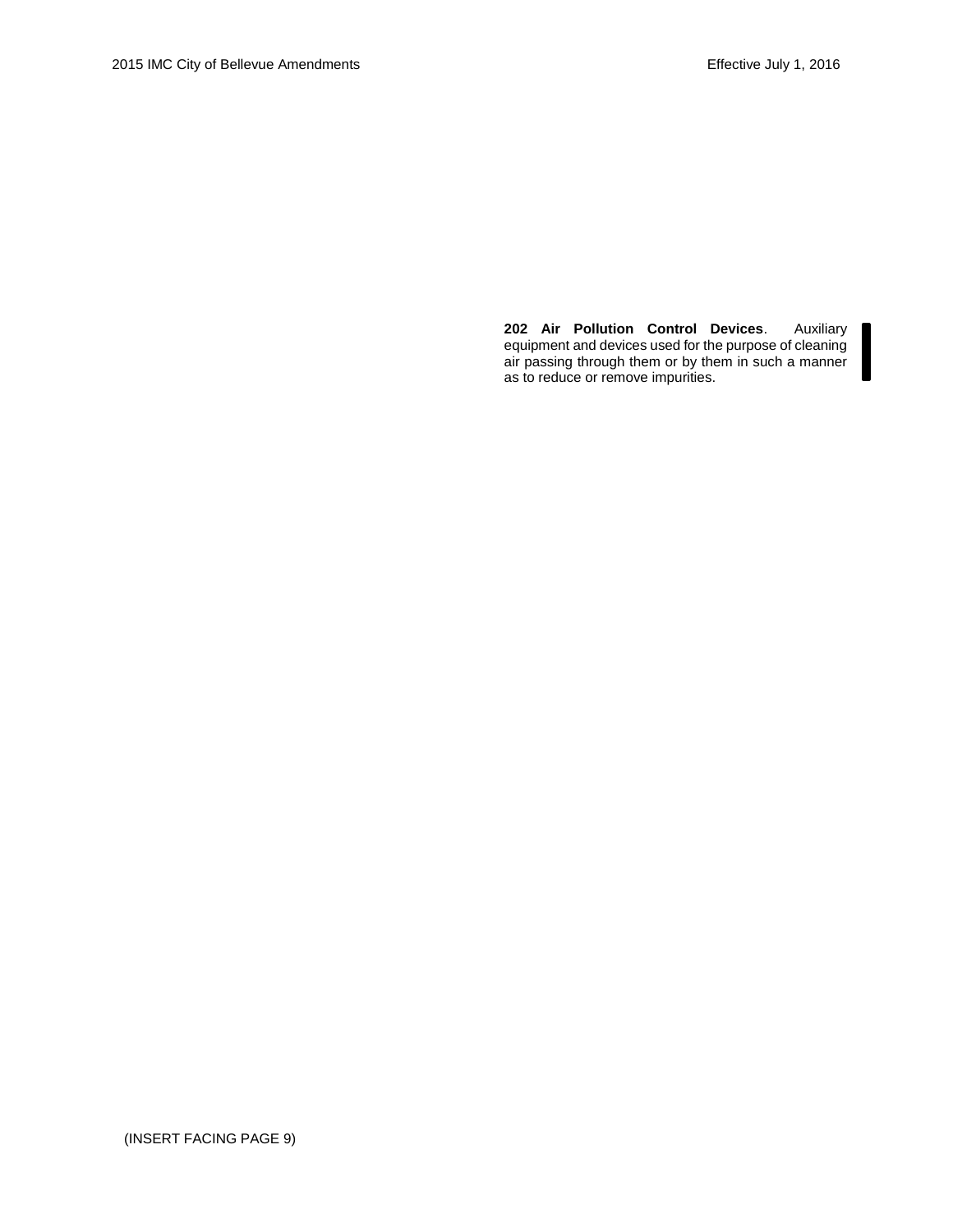**202 Air Pollution Control Devices**. Auxiliary equipment and devices used for the purpose of cleaning air passing through them or by them in such a manner as to reduce or remove impurities.

(INSERT FACING PAGE 9)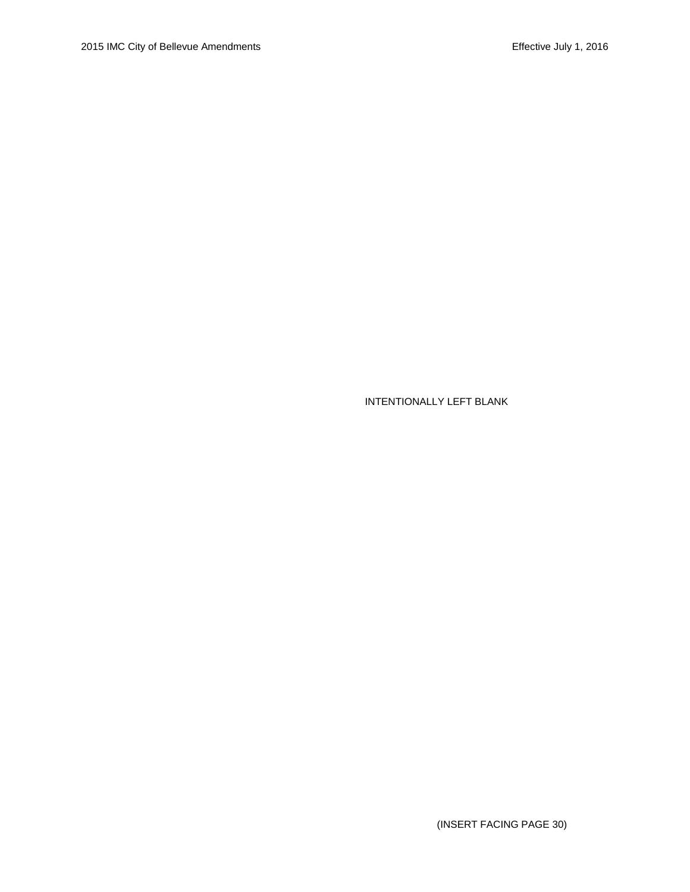INTENTIONALLY LEFT BLANK

(INSERT FACING PAGE 30)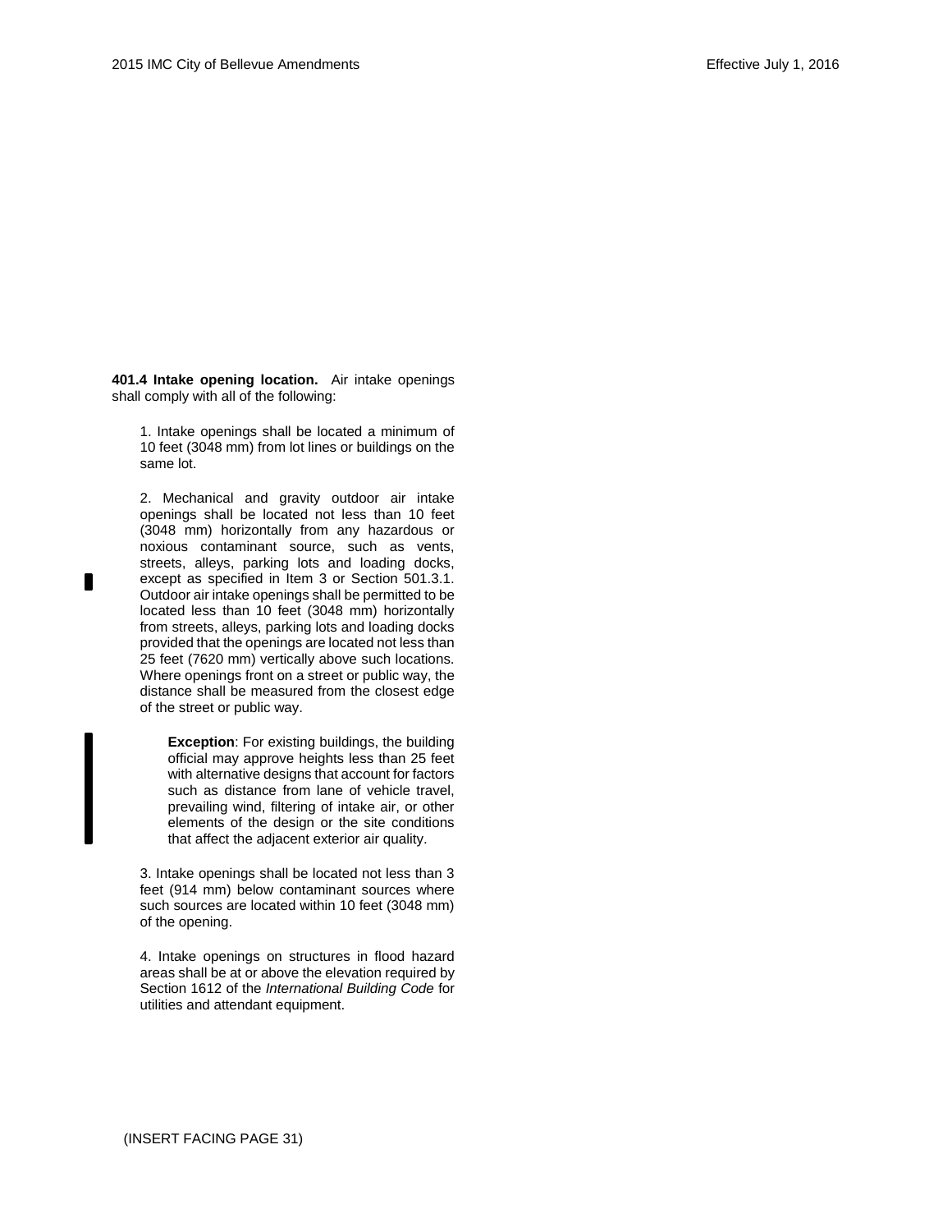**401.4 Intake opening location.** Air intake openings shall comply with all of the following:

1. Intake openings shall be located a minimum of 10 feet (3048 mm) from lot lines or buildings on the same lot.

2. Mechanical and gravity outdoor air intake openings shall be located not less than 10 feet (3048 mm) horizontally from any hazardous or noxious contaminant source, such as vents, streets, alleys, parking lots and loading docks, except as specified in Item 3 or Section 501.3.1. Outdoor air intake openings shall be permitted to be located less than 10 feet (3048 mm) horizontally from streets, alleys, parking lots and loading docks provided that the openings are located not less than 25 feet (7620 mm) vertically above such locations. Where openings front on a street or public way, the distance shall be measured from the closest edge of the street or public way.

   **Exception**: For existing buildings, the building official may approve heights less than 25 feet with alternative designs that account for factors such as distance from lane of vehicle travel, prevailing wind, filtering of intake air, or other elements of the design or the site conditions that affect the adjacent exterior air quality.

3. Intake openings shall be located not less than 3 feet (914 mm) below contaminant sources where such sources are located within 10 feet (3048 mm) of the opening.

4. Intake openings on structures in flood hazard areas shall be at or above the elevation required by Section 1612 of the *International Building Code* for utilities and attendant equipment.

(INSERT FACING PAGE 31)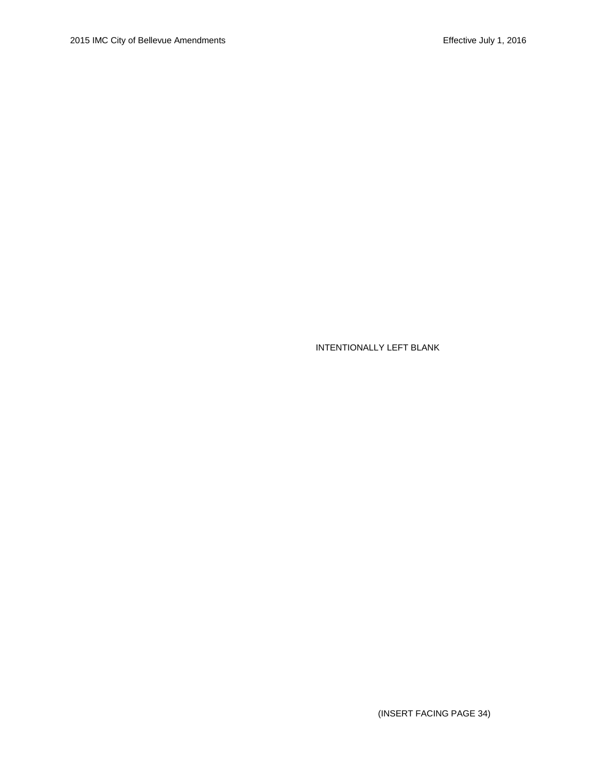INTENTIONALLY LEFT BLANK

(INSERT FACING PAGE 34)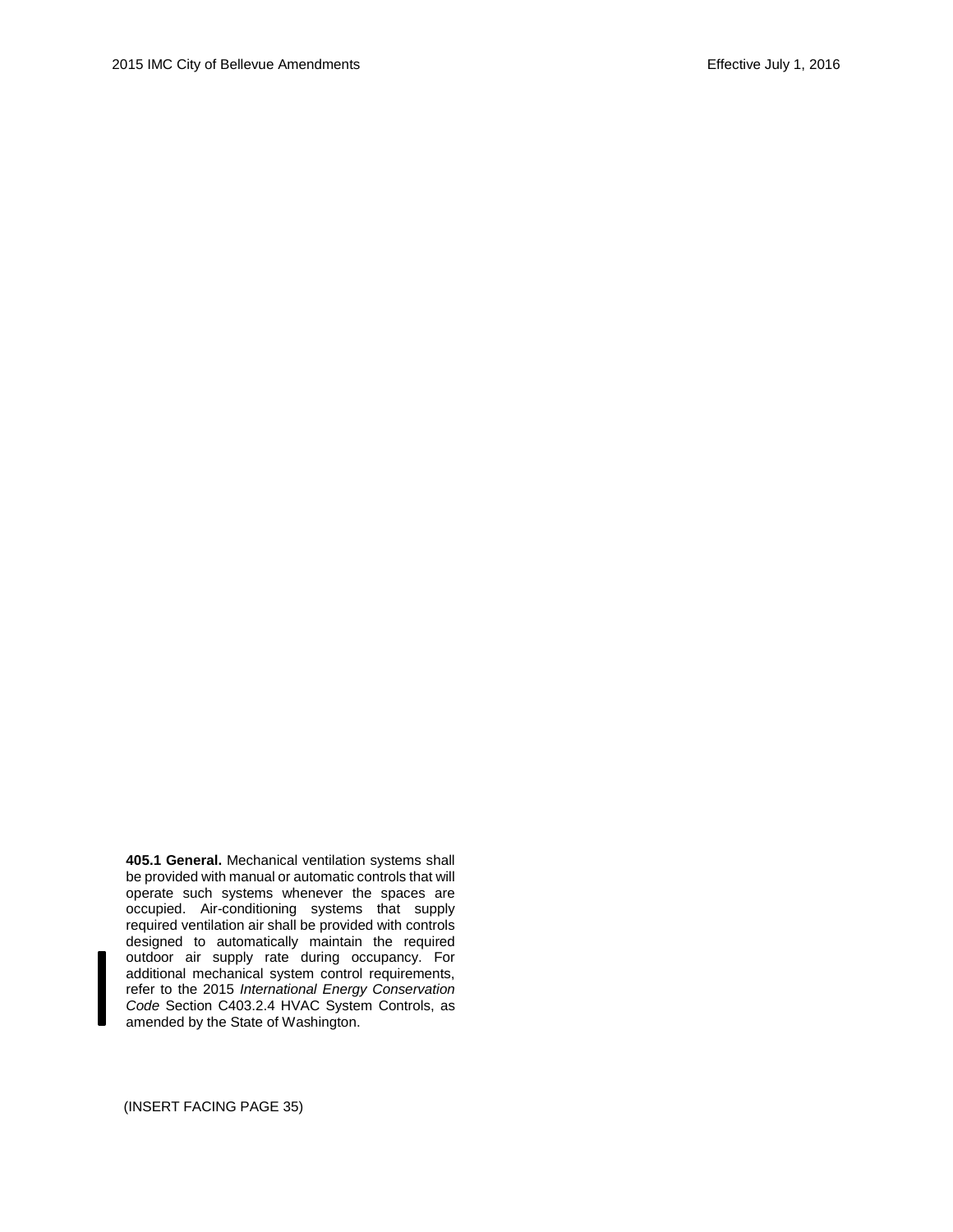**405.1 General.** Mechanical ventilation systems shall be provided with manual or automatic controls that will operate such systems whenever the spaces are occupied. Air-conditioning systems that supply required ventilation air shall be provided with controls designed to automatically maintain the required outdoor air supply rate during occupancy. For additional mechanical system control requirements, refer to the 2015 *International Energy Conservation Code* Section C403.2.4 HVAC System Controls, as amended by the State of Washington.

(INSERT FACING PAGE 35)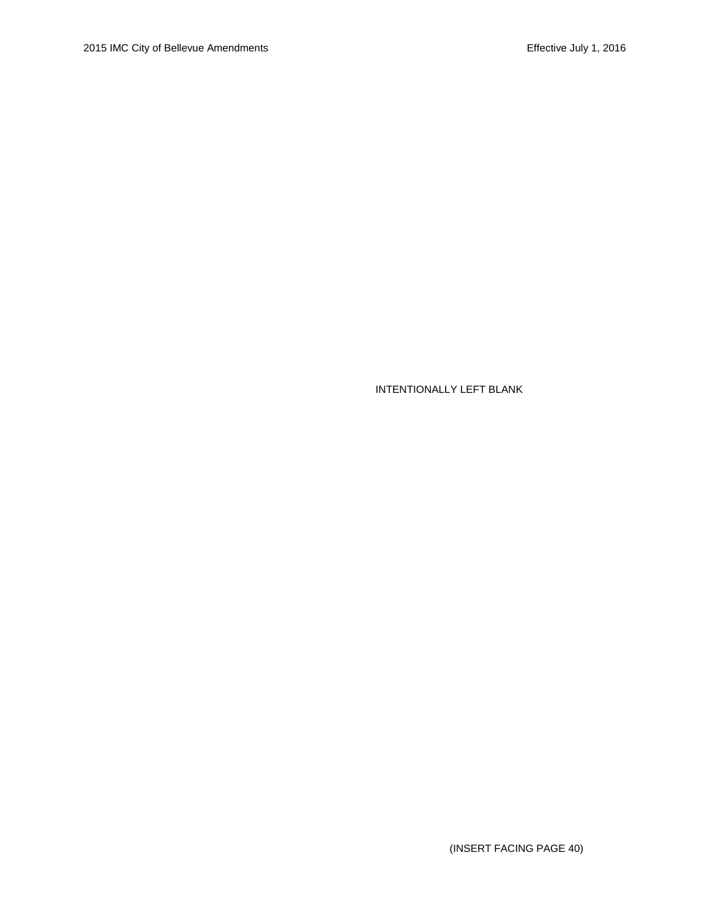INTENTIONALLY LEFT BLANK

(INSERT FACING PAGE 40)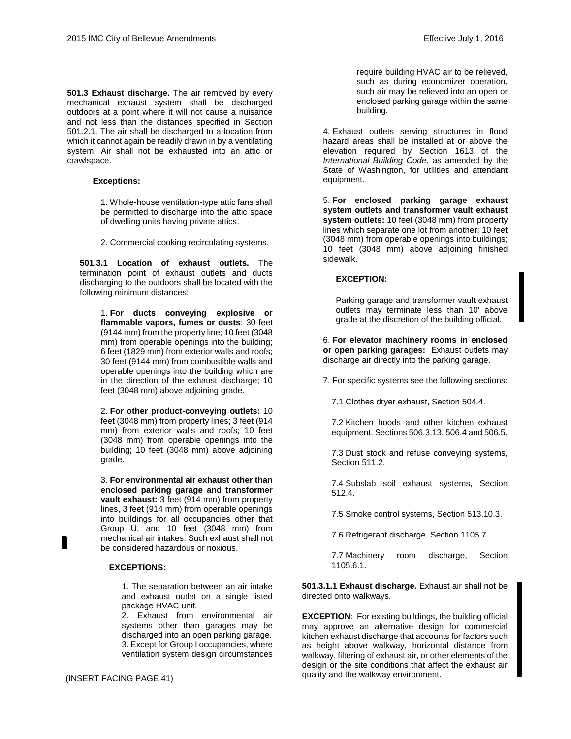**501.3 Exhaust discharge.** The air removed by every mechanical exhaust system shall be discharged outdoors at a point where it will not cause a nuisance and not less than the distances specified in Section 501.2.1. The air shall be discharged to a location from which it cannot again be readily drawn in by a ventilating system. Air shall not be exhausted into an attic or crawlspace.

**Exceptions:**

1. Whole-house ventilation-type attic fans shall be permitted to discharge into the attic space of dwelling units having private attics.

2. Commercial cooking recirculating systems.

**501.3.1 Location of exhaust outlets.** The termination point of exhaust outlets and ducts discharging to the outdoors shall be located with the following minimum distances:

1. **For ducts conveying explosive or flammable vapors, fumes or dusts**: 30 feet (9144 mm) from the property line; 10 feet (3048 mm) from operable openings into the building; 6 feet (1829 mm) from exterior walls and roofs; 30 feet (9144 mm) from combustible walls and operable openings into the building which are in the direction of the exhaust discharge; 10 feet (3048 mm) above adjoining grade.

2. **For other product-conveying outlets:** 10 feet (3048 mm) from property lines; 3 feet (914 mm) from exterior walls and roofs; 10 feet (3048 mm) from operable openings into the building; 10 feet (3048 mm) above adjoining grade.

3. **For environmental air exhaust other than enclosed parking garage and transformer vault exhaust:** 3 feet (914 mm) from property lines, 3 feet (914 mm) from operable openings into buildings for all occupancies other that Group U, and 10 feet (3048 mm) from mechanical air intakes. Such exhaust shall not be considered hazardous or noxious.

   **EXCEPTIONS:**

   1. The separation between an air intake and exhaust outlet on a single listed package HVAC unit.
   2. Exhaust from environmental air systems other than garages may be discharged into an open parking garage.
   3. Except for Group I occupancies, where ventilation system design circumstances require building HVAC air to be relieved, such as during economizer operation, such air may be relieved into an open or enclosed parking garage within the same building.

4. Exhaust outlets serving structures in flood hazard areas shall be installed at or above the elevation required by Section 1613 of the *International Building Code*, as amended by the State of Washington, for utilities and attendant equipment.

5. **For enclosed parking garage exhaust system outlets and transformer vault exhaust system outlets:** 10 feet (3048 mm) from property lines which separate one lot from another; 10 feet (3048 mm) from operable openings into buildings; 10 feet (3048 mm) above adjoining finished sidewalk.

   **EXCEPTION:**

   Parking garage and transformer vault exhaust outlets may terminate less than 10' above grade at the discretion of the building official.

6. **For elevator machinery rooms in enclosed or open parking garages:** Exhaust outlets may discharge air directly into the parking garage.

7. For specific systems see the following sections:

   7.1 Clothes dryer exhaust, Section 504.4.

   7.2 Kitchen hoods and other kitchen exhaust equipment, Sections 506.3.13, 506.4 and 506.5.

   7.3 Dust stock and refuse conveying systems, Section 511.2.

   7.4 Subslab soil exhaust systems, Section 512.4.

   7.5 Smoke control systems, Section 513.10.3.

   7.6 Refrigerant discharge, Section 1105.7.

   7.7 Machinery room discharge, Section 1105.6.1.

**501.3.1.1 Exhaust discharge.** Exhaust air shall not be directed onto walkways.

**EXCEPTION**: For existing buildings, the building official may approve an alternative design for commercial kitchen exhaust discharge that accounts for factors such as height above walkway, horizontal distance from walkway, filtering of exhaust air, or other elements of the design or the site conditions that affect the exhaust air quality and the walkway environment.

(INSERT FACING PAGE 41)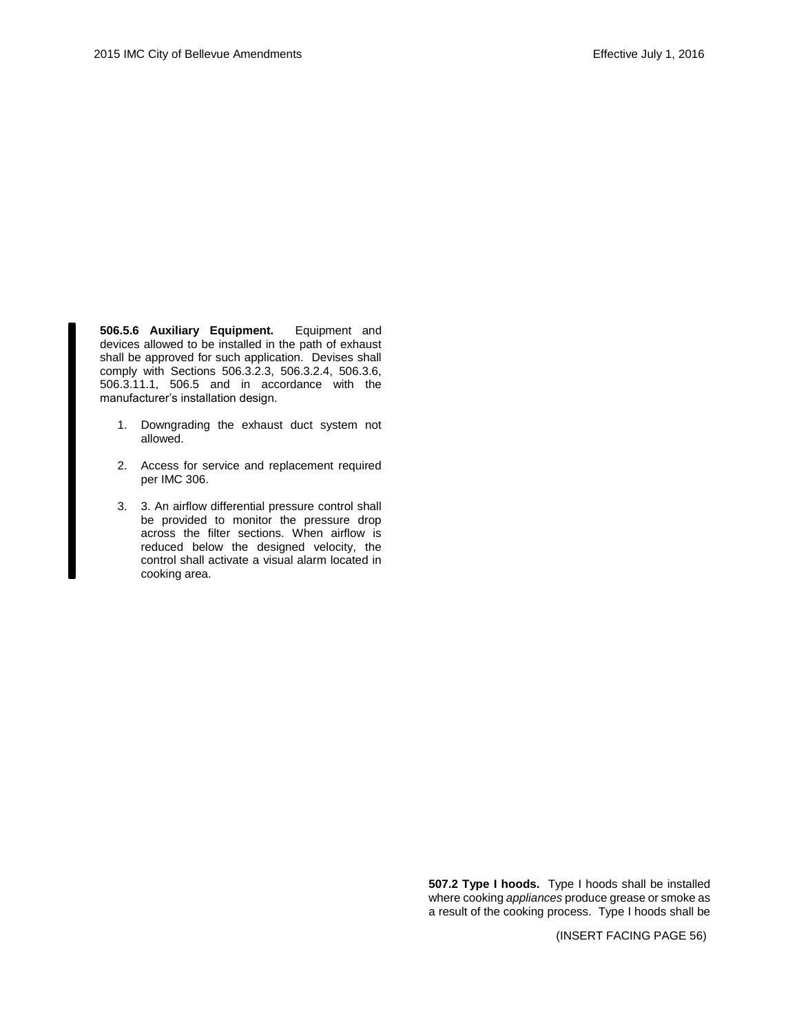**506.5.6 Auxiliary Equipment.** Equipment and devices allowed to be installed in the path of exhaust shall be approved for such application. Devises shall comply with Sections 506.3.2.3, 506.3.2.4, 506.3.6, 506.3.11.1, 506.5 and in accordance with the manufacturer's installation design.

1. Downgrading the exhaust duct system not allowed.
2. Access for service and replacement required per IMC 306.
3. 3. An airflow differential pressure control shall be provided to monitor the pressure drop across the filter sections. When airflow is reduced below the designed velocity, the control shall activate a visual alarm located in cooking area.

**507.2 Type I hoods.** Type I hoods shall be installed where cooking *appliances* produce grease or smoke as a result of the cooking process. Type I hoods shall be

(INSERT FACING PAGE 56)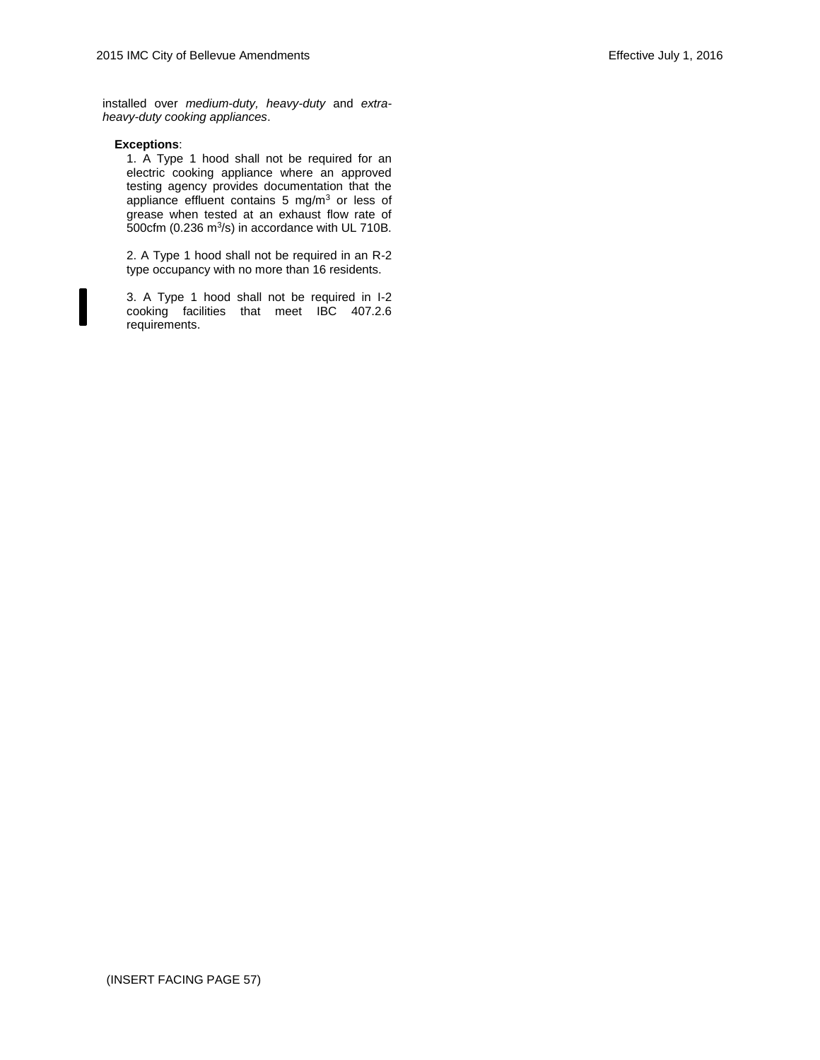installed over *medium-duty, heavy-duty* and *extra-heavy-duty cooking appliances*.

**Exceptions**:

1. A Type 1 hood shall not be required for an electric cooking appliance where an approved testing agency provides documentation that the appliance effluent contains 5 $mg/m^3$ or less of grease when tested at an exhaust flow rate of 500cfm (0.236 $m^3/s$) in accordance with UL 710B.

2. A Type 1 hood shall not be required in an R-2 type occupancy with no more than 16 residents.

3. A Type 1 hood shall not be required in I-2 cooking facilities that meet IBC 407.2.6 requirements.

(INSERT FACING PAGE 57)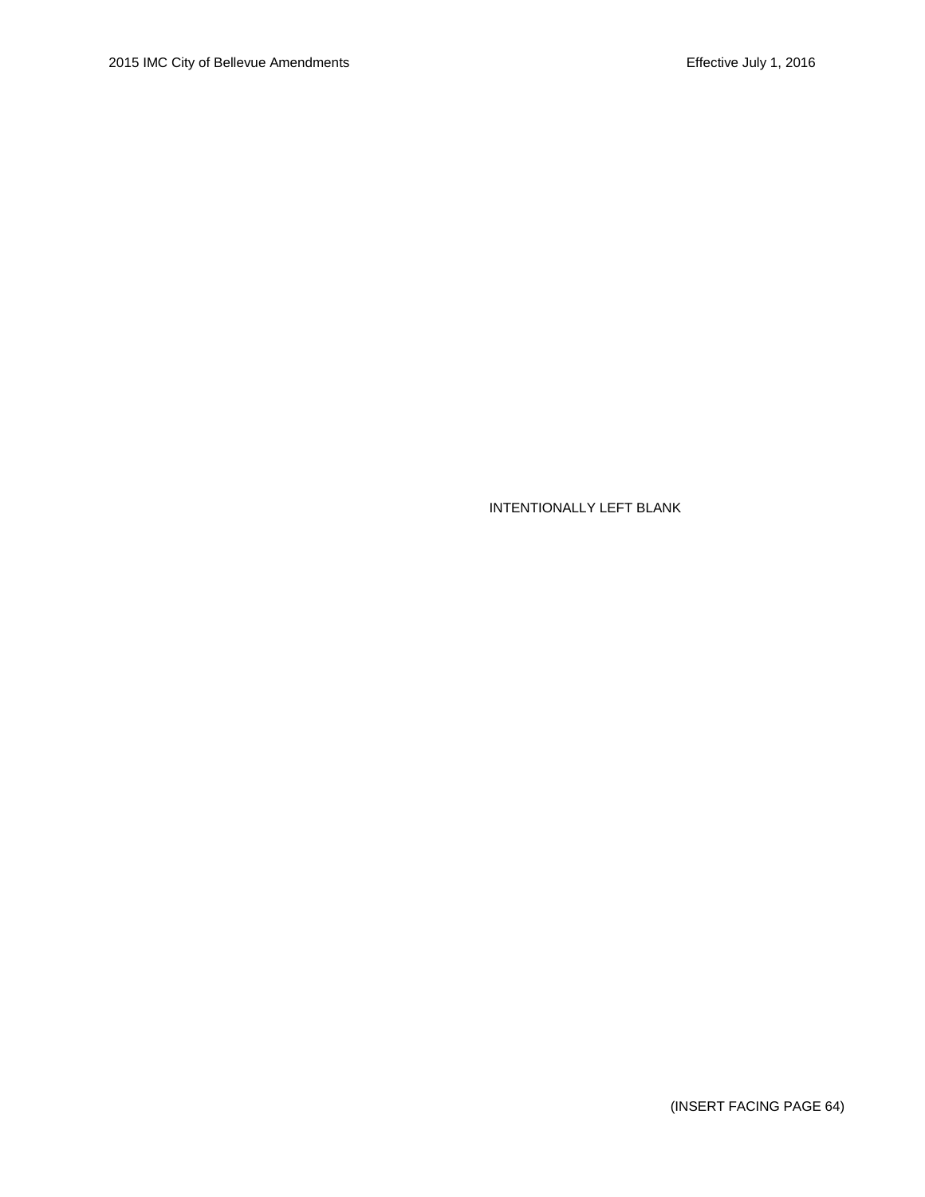INTENTIONALLY LEFT BLANK

(INSERT FACING PAGE 64)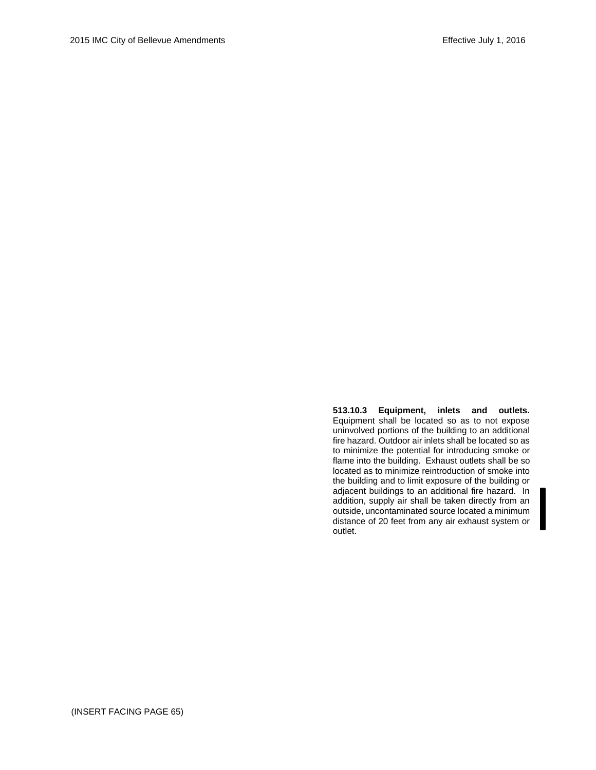**513.10.3 Equipment, inlets and outlets.** Equipment shall be located so as to not expose uninvolved portions of the building to an additional fire hazard. Outdoor air inlets shall be located so as to minimize the potential for introducing smoke or flame into the building. Exhaust outlets shall be so located as to minimize reintroduction of smoke into the building and to limit exposure of the building or adjacent buildings to an additional fire hazard. In addition, supply air shall be taken directly from an outside, uncontaminated source located a minimum distance of 20 feet from any air exhaust system or outlet.

(INSERT FACING PAGE 65)